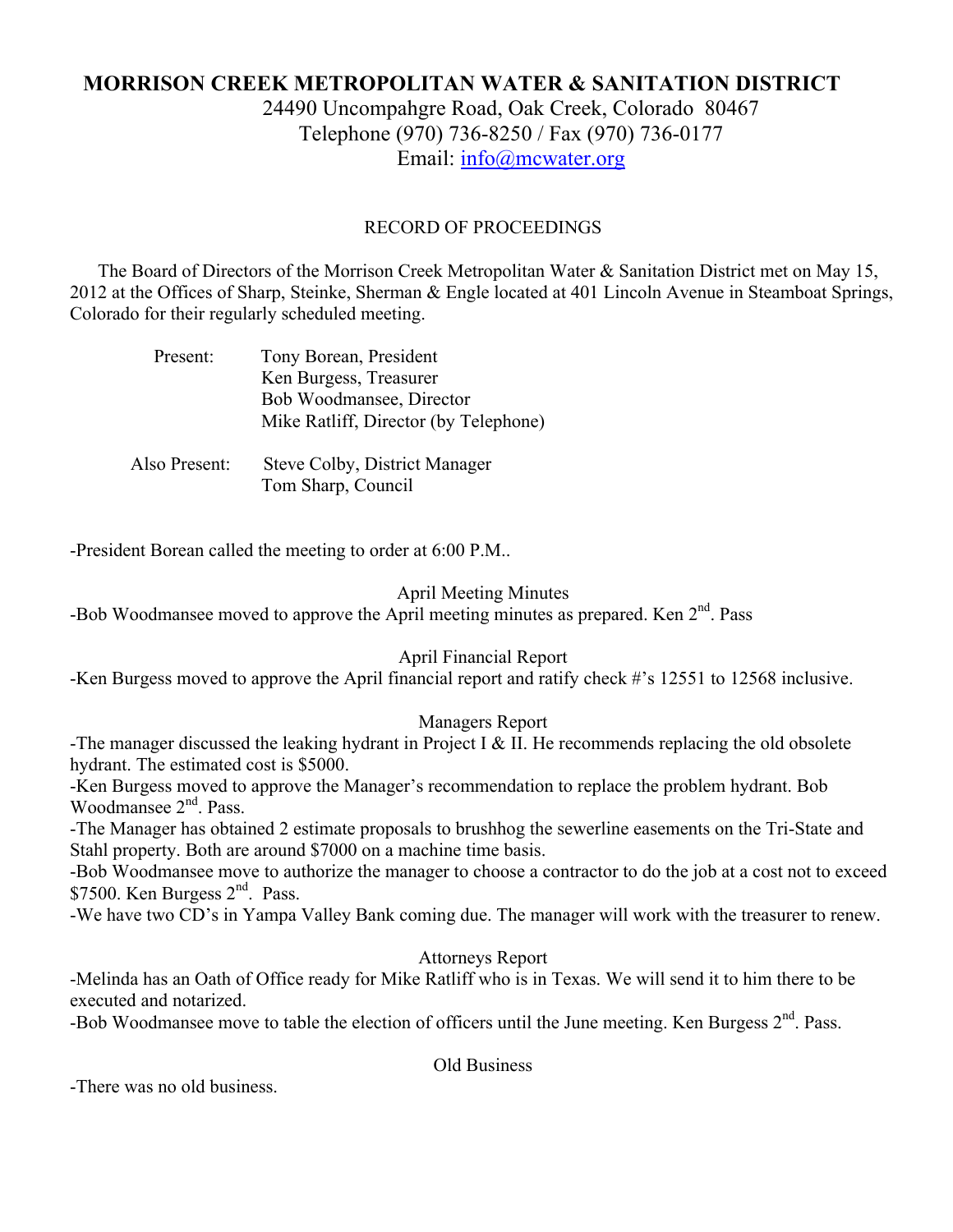# MORRISON CREEK METROPOLITAN WATER & SANITATION DISTRICT

24490 Uncompahgre Road, Oak Creek, Colorado 80467
Telephone (970) 736-8250 / Fax (970) 736-0177
Email: info@mcwater.org

## RECORD OF PROCEEDINGS

The Board of Directors of the Morrison Creek Metropolitan Water & Sanitation District met on May 15, 2012 at the Offices of Sharp, Steinke, Sherman & Engle located at 401 Lincoln Avenue in Steamboat Springs, Colorado for their regularly scheduled meeting.

Present:
- Tony Borean, President
- Ken Burgess, Treasurer
- Bob Woodmansee, Director
- Mike Ratliff, Director (by Telephone)

Also Present:
- Steve Colby, District Manager
- Tom Sharp, Council

-President Borean called the meeting to order at 6:00 P.M..

### April Meeting Minutes

-Bob Woodmansee moved to approve the April meeting minutes as prepared. Ken 2nd. Pass

### April Financial Report

-Ken Burgess moved to approve the April financial report and ratify check #'s 12551 to 12568 inclusive.

### Managers Report

-The manager discussed the leaking hydrant in Project I & II. He recommends replacing the old obsolete hydrant. The estimated cost is $5000.

-Ken Burgess moved to approve the Manager's recommendation to replace the problem hydrant. Bob Woodmansee 2nd. Pass.

-The Manager has obtained 2 estimate proposals to brushhog the sewerline easements on the Tri-State and Stahl property. Both are around $7000 on a machine time basis.

-Bob Woodmansee move to authorize the manager to choose a contractor to do the job at a cost not to exceed $7500. Ken Burgess 2nd. Pass.

-We have two CD's in Yampa Valley Bank coming due. The manager will work with the treasurer to renew.

### Attorneys Report

-Melinda has an Oath of Office ready for Mike Ratliff who is in Texas. We will send it to him there to be executed and notarized.

-Bob Woodmansee move to table the election of officers until the June meeting. Ken Burgess 2nd. Pass.

### Old Business

-There was no old business.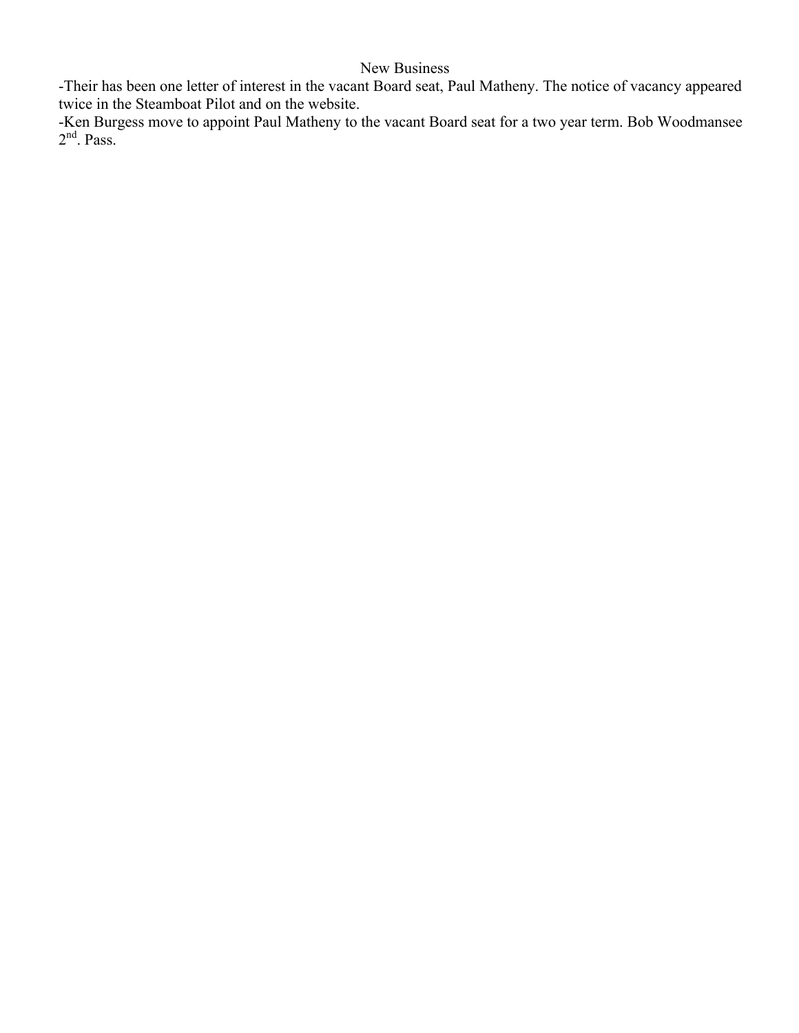## New Business

-Their has been one letter of interest in the vacant Board seat, Paul Matheny. The notice of vacancy appeared twice in the Steamboat Pilot and on the website.

-Ken Burgess move to appoint Paul Matheny to the vacant Board seat for a two year term. Bob Woodmansee 2nd. Pass.